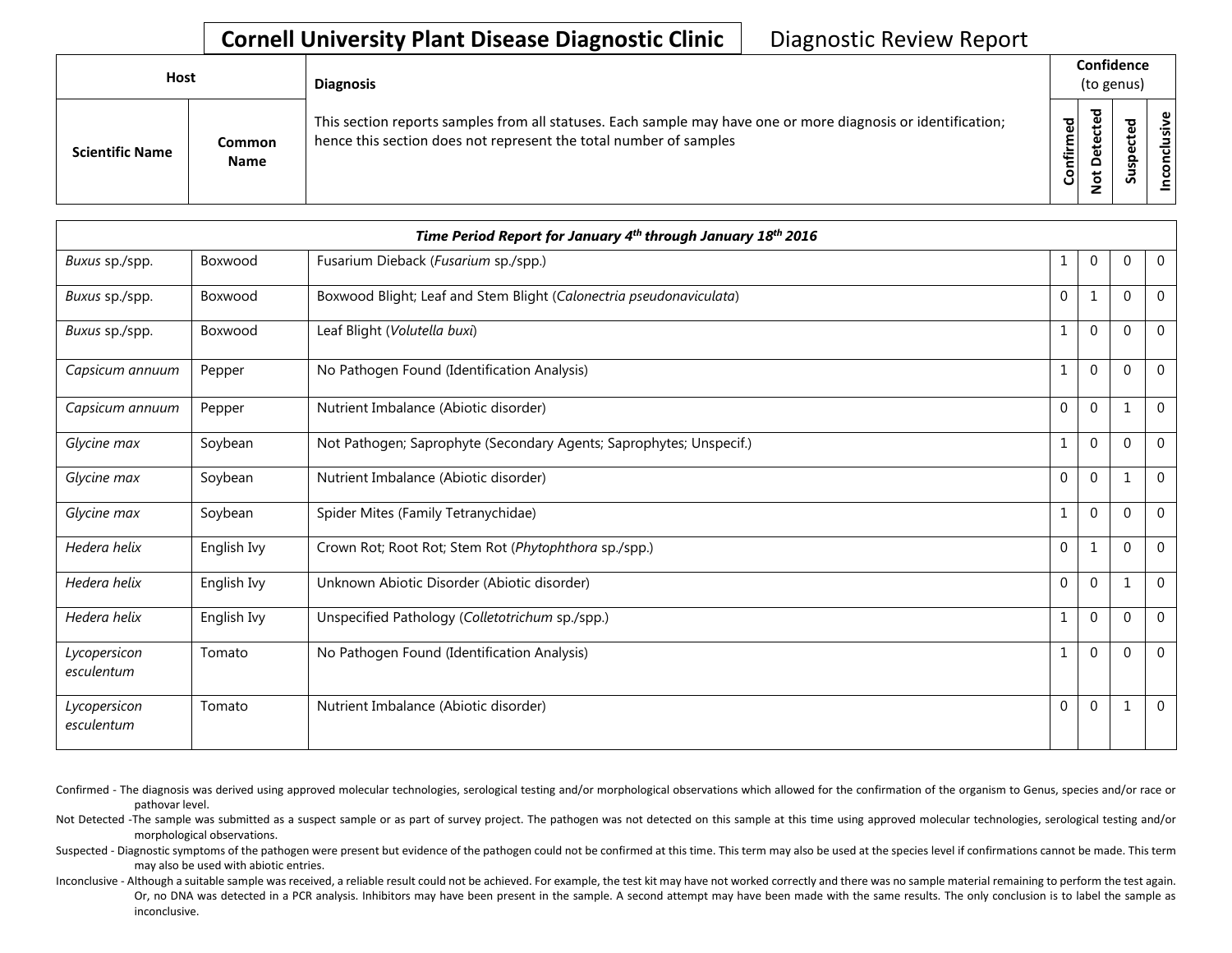# Cornell University Plant Disease Diagnostic Clinic

Diagnostic Review Report

| Host | | Diagnosis | Confidence (to genus) | | | |
|---|---|---|---|---|---|---|
| Scientific Name | Common Name | This section reports samples from all statuses. Each sample may have one or more diagnosis or identification; hence this section does not represent the total number of samples | Confirmed | Not Detected | Suspected | Inconclusive |
| ***Time Period Report for January 4th through January 18th 2016*** | | | | | | |
| *Buxus* sp./spp. | Boxwood | Fusarium Dieback (*Fusarium* sp./spp.) | 1 | 0 | 0 | 0 |
| *Buxus* sp./spp. | Boxwood | Boxwood Blight; Leaf and Stem Blight (*Calonectria pseudonaviculata*) | 0 | 1 | 0 | 0 |
| *Buxus* sp./spp. | Boxwood | Leaf Blight (*Volutella buxi*) | 1 | 0 | 0 | 0 |
| *Capsicum annuum* | Pepper | No Pathogen Found (Identification Analysis) | 1 | 0 | 0 | 0 |
| *Capsicum annuum* | Pepper | Nutrient Imbalance (Abiotic disorder) | 0 | 0 | 1 | 0 |
| *Glycine max* | Soybean | Not Pathogen; Saprophyte (Secondary Agents; Saprophytes; Unspecif.) | 1 | 0 | 0 | 0 |
| *Glycine max* | Soybean | Nutrient Imbalance (Abiotic disorder) | 0 | 0 | 1 | 0 |
| *Glycine max* | Soybean | Spider Mites (Family Tetranychidae) | 1 | 0 | 0 | 0 |
| *Hedera helix* | English Ivy | Crown Rot; Root Rot; Stem Rot (*Phytophthora* sp./spp.) | 0 | 1 | 0 | 0 |
| *Hedera helix* | English Ivy | Unknown Abiotic Disorder (Abiotic disorder) | 0 | 0 | 1 | 0 |
| *Hedera helix* | English Ivy | Unspecified Pathology (*Colletotrichum* sp./spp.) | 1 | 0 | 0 | 0 |
| *Lycopersicon esculentum* | Tomato | No Pathogen Found (Identification Analysis) | 1 | 0 | 0 | 0 |
| *Lycopersicon esculentum* | Tomato | Nutrient Imbalance (Abiotic disorder) | 0 | 0 | 1 | 0 |

Confirmed - The diagnosis was derived using approved molecular technologies, serological testing and/or morphological observations which allowed for the confirmation of the organism to Genus, species and/or race or pathovar level.

Not Detected -The sample was submitted as a suspect sample or as part of survey project. The pathogen was not detected on this sample at this time using approved molecular technologies, serological testing and/or morphological observations.

Suspected - Diagnostic symptoms of the pathogen were present but evidence of the pathogen could not be confirmed at this time. This term may also be used at the species level if confirmations cannot be made. This term may also be used with abiotic entries.

Inconclusive - Although a suitable sample was received, a reliable result could not be achieved. For example, the test kit may have not worked correctly and there was no sample material remaining to perform the test again. Or, no DNA was detected in a PCR analysis. Inhibitors may have been present in the sample. A second attempt may have been made with the same results. The only conclusion is to label the sample as inconclusive.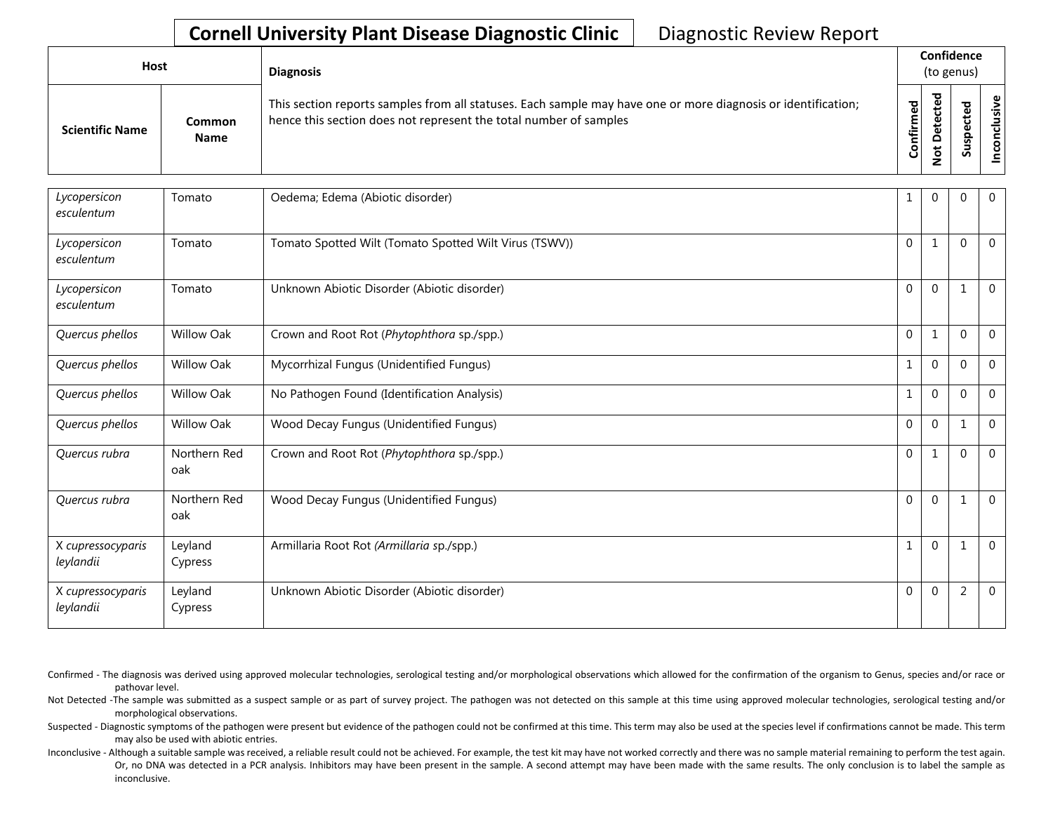# Cornell University Plant Disease Diagnostic Clinic

Diagnostic Review Report

| Host | | Diagnosis | Confidence (to genus) | | | |
|---|---|---|---|---|---|---|
| Scientific Name | Common Name | This section reports samples from all statuses. Each sample may have one or more diagnosis or identification; hence this section does not represent the total number of samples | Confirmed | Not Detected | Suspected | Inconclusive |
| *Lycopersicon esculentum* | Tomato | Oedema; Edema (Abiotic disorder) | 1 | 0 | 0 | 0 |
| *Lycopersicon esculentum* | Tomato | Tomato Spotted Wilt (Tomato Spotted Wilt Virus (TSWV)) | 0 | 1 | 0 | 0 |
| *Lycopersicon esculentum* | Tomato | Unknown Abiotic Disorder (Abiotic disorder) | 0 | 0 | 1 | 0 |
| *Quercus phellos* | Willow Oak | Crown and Root Rot (*Phytophthora* sp./spp.) | 0 | 1 | 0 | 0 |
| *Quercus phellos* | Willow Oak | Mycorrhizal Fungus (Unidentified Fungus) | 1 | 0 | 0 | 0 |
| *Quercus phellos* | Willow Oak | No Pathogen Found (Identification Analysis) | 1 | 0 | 0 | 0 |
| *Quercus phellos* | Willow Oak | Wood Decay Fungus (Unidentified Fungus) | 0 | 0 | 1 | 0 |
| *Quercus rubra* | Northern Red oak | Crown and Root Rot (*Phytophthora* sp./spp.) | 0 | 1 | 0 | 0 |
| *Quercus rubra* | Northern Red oak | Wood Decay Fungus (Unidentified Fungus) | 0 | 0 | 1 | 0 |
| X *cupressocyparis leylandii* | Leyland Cypress | Armillaria Root Rot (*Armillaria* sp./spp.) | 1 | 0 | 1 | 0 |
| X *cupressocyparis leylandii* | Leyland Cypress | Unknown Abiotic Disorder (Abiotic disorder) | 0 | 0 | 2 | 0 |

Confirmed - The diagnosis was derived using approved molecular technologies, serological testing and/or morphological observations which allowed for the confirmation of the organism to Genus, species and/or race or pathovar level.

Not Detected -The sample was submitted as a suspect sample or as part of survey project. The pathogen was not detected on this sample at this time using approved molecular technologies, serological testing and/or morphological observations.

Suspected - Diagnostic symptoms of the pathogen were present but evidence of the pathogen could not be confirmed at this time. This term may also be used at the species level if confirmations cannot be made. This term may also be used with abiotic entries.

Inconclusive - Although a suitable sample was received, a reliable result could not be achieved. For example, the test kit may have not worked correctly and there was no sample material remaining to perform the test again. Or, no DNA was detected in a PCR analysis. Inhibitors may have been present in the sample. A second attempt may have been made with the same results. The only conclusion is to label the sample as inconclusive.